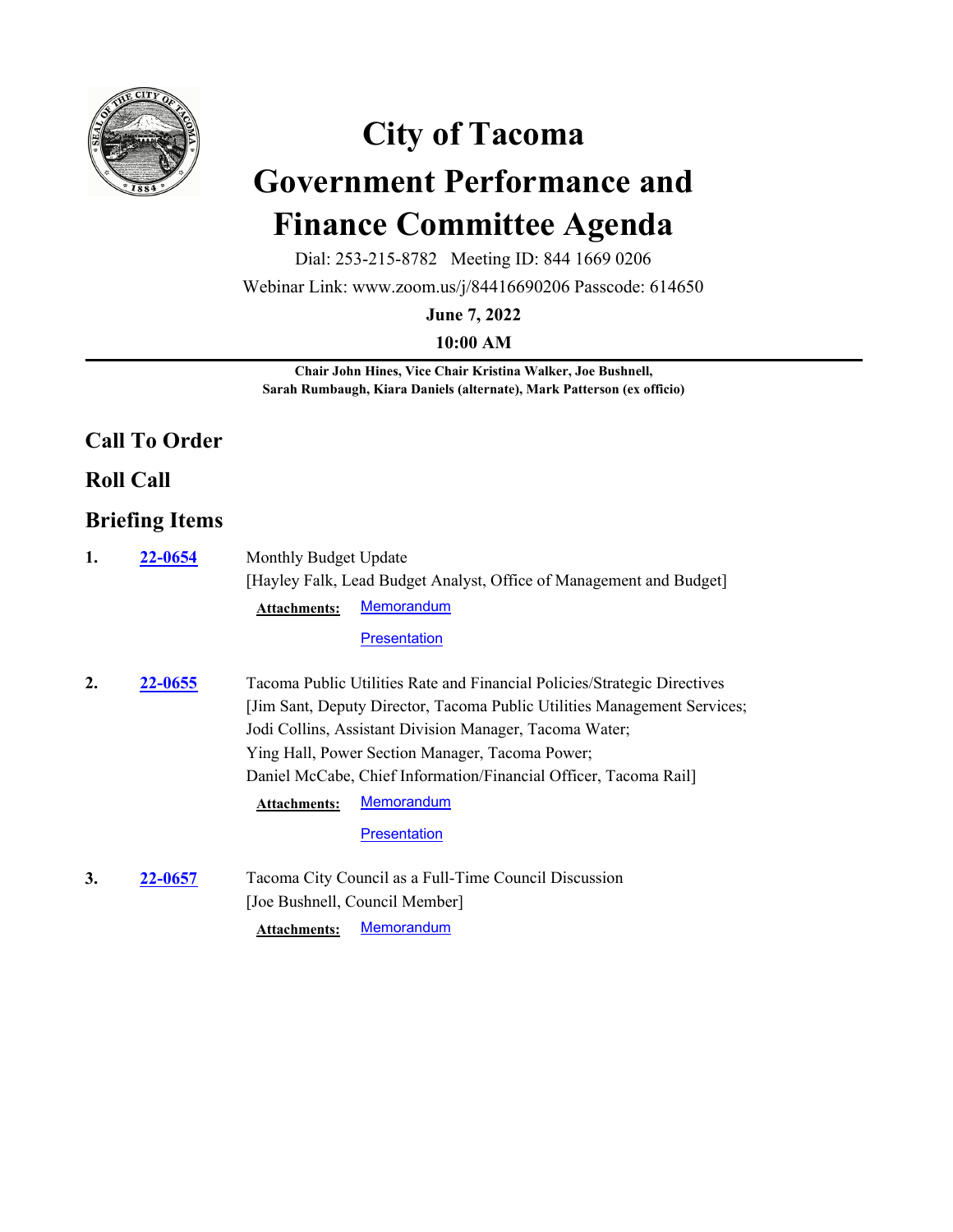# City of Tacoma
# Government Performance and Finance Committee Agenda

Dial: 253-215-8782 Meeting ID: 844 1669 0206

Webinar Link: www.zoom.us/j/84416690206 Passcode: 614650

**June 7, 2022**

**10:00 AM**

---

**Chair John Hines, Vice Chair Kristina Walker, Joe Bushnell, Sarah Rumbaugh, Kiara Daniels (alternate), Mark Patterson (ex officio)**

## Call To Order

## Roll Call

## Briefing Items

**1.** **22-0654** Monthly Budget Update
[Hayley Falk, Lead Budget Analyst, Office of Management and Budget]

**Attachments:** Memorandum
Presentation

**2.** **22-0655** Tacoma Public Utilities Rate and Financial Policies/Strategic Directives
[Jim Sant, Deputy Director, Tacoma Public Utilities Management Services;
Jodi Collins, Assistant Division Manager, Tacoma Water;
Ying Hall, Power Section Manager, Tacoma Power;
Daniel McCabe, Chief Information/Financial Officer, Tacoma Rail]

**Attachments:** Memorandum
Presentation

**3.** **22-0657** Tacoma City Council as a Full-Time Council Discussion
[Joe Bushnell, Council Member]

**Attachments:** Memorandum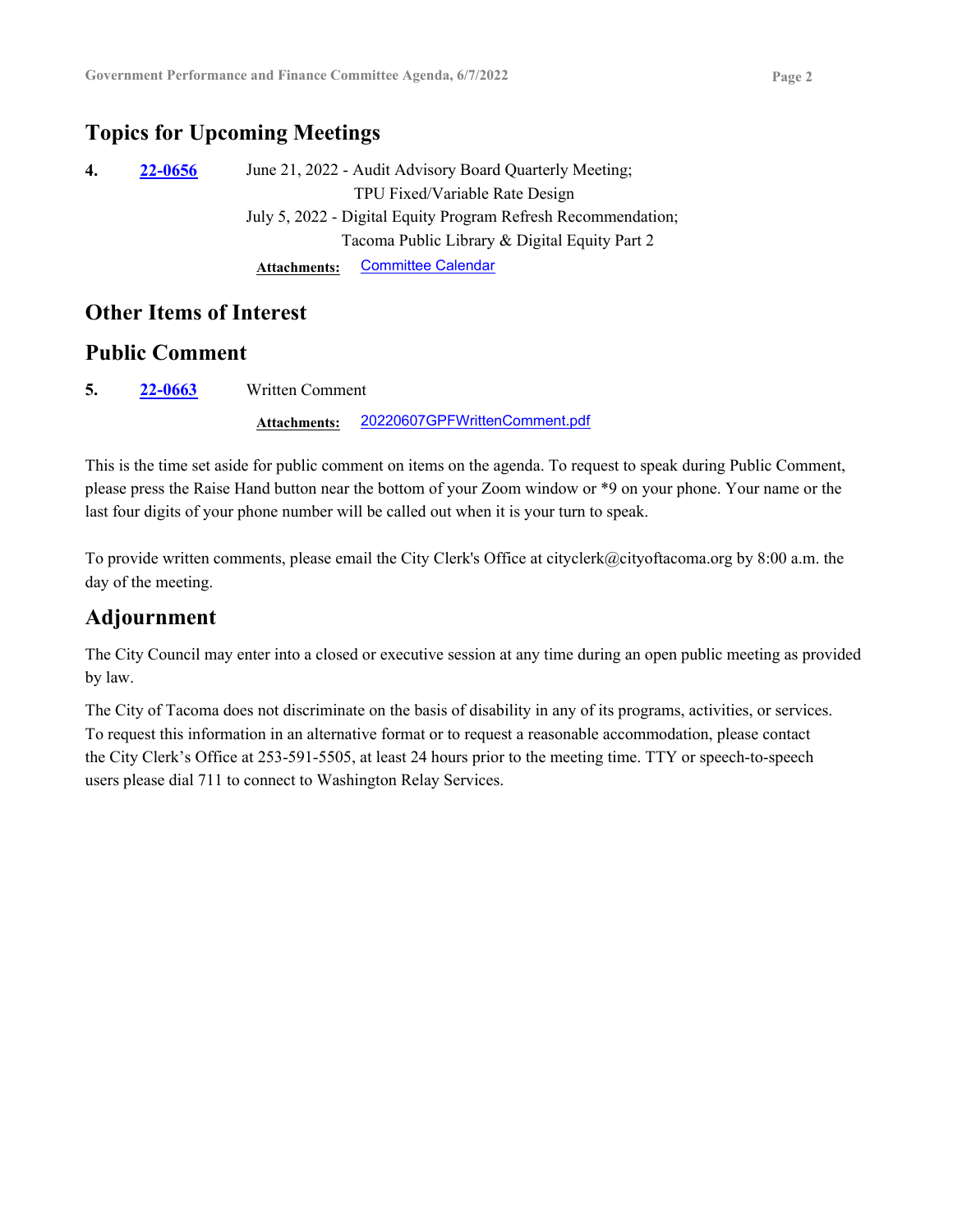## Topics for Upcoming Meetings

**4.** **22-0656** June 21, 2022 - Audit Advisory Board Quarterly Meeting;
TPU Fixed/Variable Rate Design
July 5, 2022 - Digital Equity Program Refresh Recommendation;
Tacoma Public Library & Digital Equity Part 2

**Attachments:** Committee Calendar

## Other Items of Interest

## Public Comment

**5.** **22-0663** Written Comment

**Attachments:** 20220607GPFWrittenComment.pdf

This is the time set aside for public comment on items on the agenda. To request to speak during Public Comment, please press the Raise Hand button near the bottom of your Zoom window or *9 on your phone. Your name or the last four digits of your phone number will be called out when it is your turn to speak.

To provide written comments, please email the City Clerk's Office at cityclerk@cityoftacoma.org by 8:00 a.m. the day of the meeting.

## Adjournment

The City Council may enter into a closed or executive session at any time during an open public meeting as provided by law.

The City of Tacoma does not discriminate on the basis of disability in any of its programs, activities, or services. To request this information in an alternative format or to request a reasonable accommodation, please contact the City Clerk's Office at 253-591-5505, at least 24 hours prior to the meeting time. TTY or speech-to-speech users please dial 711 to connect to Washington Relay Services.